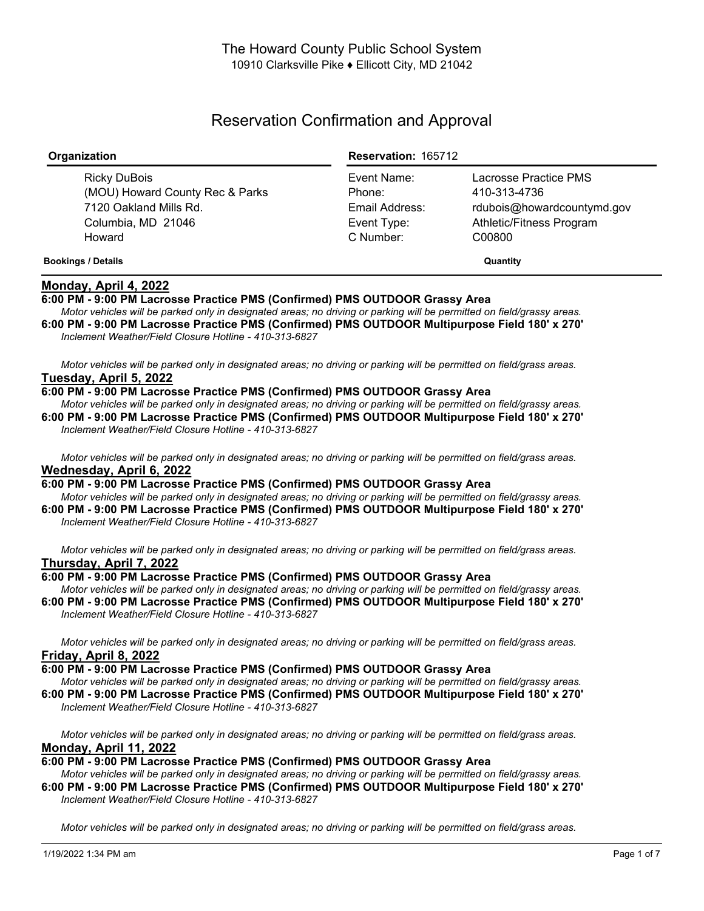The Howard County Public School System
10910 Clarksville Pike ♦ Ellicott City, MD 21042

# Reservation Confirmation and Approval

| Organization | Reservation: 165712 | |
|---|---|---|
| Ricky DuBois | Event Name: | Lacrosse Practice PMS |
| (MOU) Howard County Rec & Parks | Phone: | 410-313-4736 |
| 7120 Oakland Mills Rd. | Email Address: | rdubois@howardcountymd.gov |
| Columbia, MD 21046 | Event Type: | Athletic/Fitness Program |
| Howard | C Number: | C00800 |

**Bookings / Details** **Quantity**

## Monday, April 4, 2022

**6:00 PM - 9:00 PM Lacrosse Practice PMS (Confirmed) PMS OUTDOOR Grassy Area**
*Motor vehicles will be parked only in designated areas; no driving or parking will be permitted on field/grassy areas.*

**6:00 PM - 9:00 PM Lacrosse Practice PMS (Confirmed) PMS OUTDOOR Multipurpose Field 180' x 270'**
*Inclement Weather/Field Closure Hotline - 410-313-6827*

*Motor vehicles will be parked only in designated areas; no driving or parking will be permitted on field/grass areas.*

## Tuesday, April 5, 2022

**6:00 PM - 9:00 PM Lacrosse Practice PMS (Confirmed) PMS OUTDOOR Grassy Area**
*Motor vehicles will be parked only in designated areas; no driving or parking will be permitted on field/grassy areas.*

**6:00 PM - 9:00 PM Lacrosse Practice PMS (Confirmed) PMS OUTDOOR Multipurpose Field 180' x 270'**
*Inclement Weather/Field Closure Hotline - 410-313-6827*

*Motor vehicles will be parked only in designated areas; no driving or parking will be permitted on field/grass areas.*

## Wednesday, April 6, 2022

**6:00 PM - 9:00 PM Lacrosse Practice PMS (Confirmed) PMS OUTDOOR Grassy Area**
*Motor vehicles will be parked only in designated areas; no driving or parking will be permitted on field/grassy areas.*

**6:00 PM - 9:00 PM Lacrosse Practice PMS (Confirmed) PMS OUTDOOR Multipurpose Field 180' x 270'**
*Inclement Weather/Field Closure Hotline - 410-313-6827*

*Motor vehicles will be parked only in designated areas; no driving or parking will be permitted on field/grass areas.*

## Thursday, April 7, 2022

**6:00 PM - 9:00 PM Lacrosse Practice PMS (Confirmed) PMS OUTDOOR Grassy Area**
*Motor vehicles will be parked only in designated areas; no driving or parking will be permitted on field/grassy areas.*

**6:00 PM - 9:00 PM Lacrosse Practice PMS (Confirmed) PMS OUTDOOR Multipurpose Field 180' x 270'**
*Inclement Weather/Field Closure Hotline - 410-313-6827*

*Motor vehicles will be parked only in designated areas; no driving or parking will be permitted on field/grass areas.*

## Friday, April 8, 2022

**6:00 PM - 9:00 PM Lacrosse Practice PMS (Confirmed) PMS OUTDOOR Grassy Area**
*Motor vehicles will be parked only in designated areas; no driving or parking will be permitted on field/grassy areas.*

**6:00 PM - 9:00 PM Lacrosse Practice PMS (Confirmed) PMS OUTDOOR Multipurpose Field 180' x 270'**
*Inclement Weather/Field Closure Hotline - 410-313-6827*

*Motor vehicles will be parked only in designated areas; no driving or parking will be permitted on field/grass areas.*

## Monday, April 11, 2022

**6:00 PM - 9:00 PM Lacrosse Practice PMS (Confirmed) PMS OUTDOOR Grassy Area**
*Motor vehicles will be parked only in designated areas; no driving or parking will be permitted on field/grassy areas.*

**6:00 PM - 9:00 PM Lacrosse Practice PMS (Confirmed) PMS OUTDOOR Multipurpose Field 180' x 270'**
*Inclement Weather/Field Closure Hotline - 410-313-6827*

*Motor vehicles will be parked only in designated areas; no driving or parking will be permitted on field/grass areas.*

1/19/2022 1:34 PM am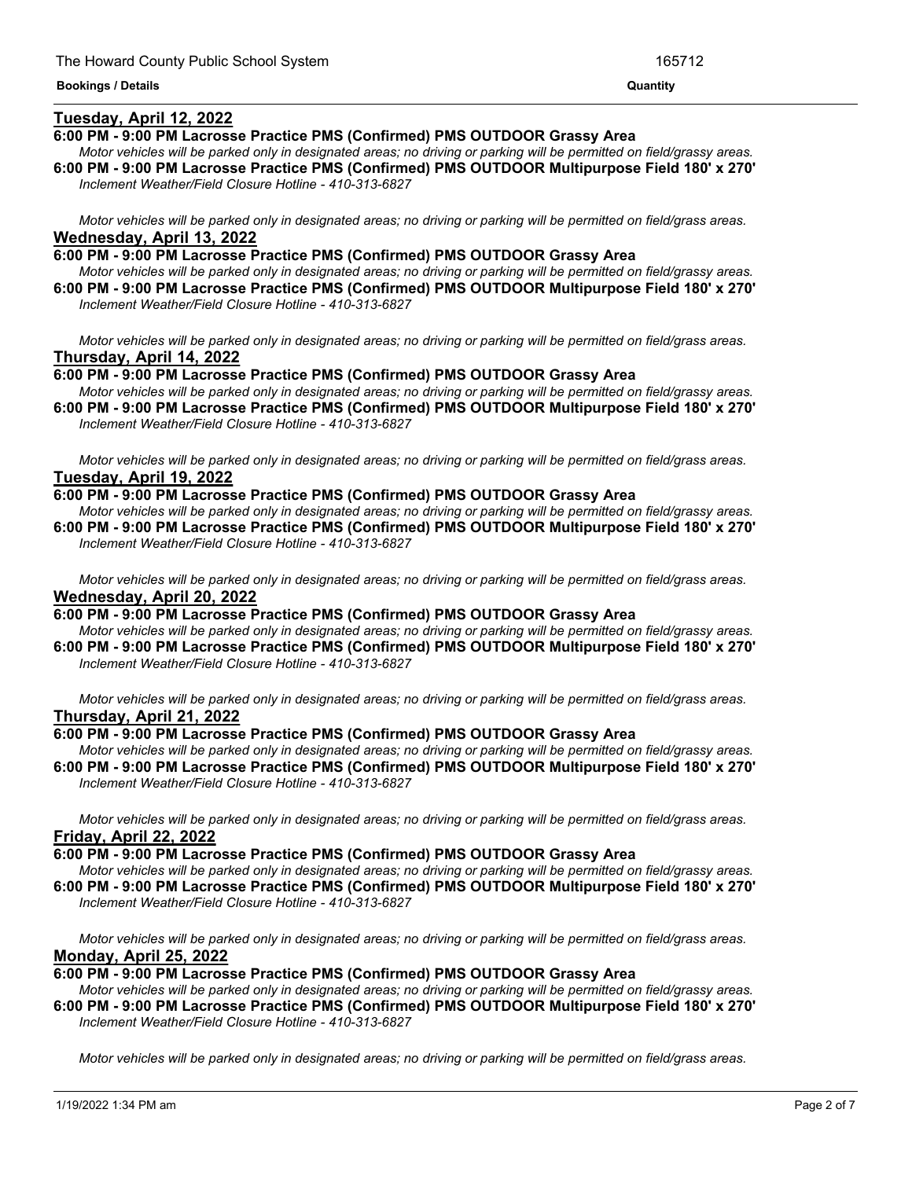**Bookings / Details** **Quantity**

## Tuesday, April 12, 2022

**6:00 PM - 9:00 PM Lacrosse Practice PMS (Confirmed) PMS OUTDOOR Grassy Area**

*Motor vehicles will be parked only in designated areas; no driving or parking will be permitted on field/grassy areas.*

**6:00 PM - 9:00 PM Lacrosse Practice PMS (Confirmed) PMS OUTDOOR Multipurpose Field 180' x 270'**

*Inclement Weather/Field Closure Hotline - 410-313-6827*

*Motor vehicles will be parked only in designated areas; no driving or parking will be permitted on field/grass areas.*

## Wednesday, April 13, 2022

**6:00 PM - 9:00 PM Lacrosse Practice PMS (Confirmed) PMS OUTDOOR Grassy Area**

*Motor vehicles will be parked only in designated areas; no driving or parking will be permitted on field/grassy areas.*

**6:00 PM - 9:00 PM Lacrosse Practice PMS (Confirmed) PMS OUTDOOR Multipurpose Field 180' x 270'**

*Inclement Weather/Field Closure Hotline - 410-313-6827*

*Motor vehicles will be parked only in designated areas; no driving or parking will be permitted on field/grass areas.*

## Thursday, April 14, 2022

**6:00 PM - 9:00 PM Lacrosse Practice PMS (Confirmed) PMS OUTDOOR Grassy Area**

*Motor vehicles will be parked only in designated areas; no driving or parking will be permitted on field/grassy areas.*

**6:00 PM - 9:00 PM Lacrosse Practice PMS (Confirmed) PMS OUTDOOR Multipurpose Field 180' x 270'**

*Inclement Weather/Field Closure Hotline - 410-313-6827*

*Motor vehicles will be parked only in designated areas; no driving or parking will be permitted on field/grass areas.*

## Tuesday, April 19, 2022

**6:00 PM - 9:00 PM Lacrosse Practice PMS (Confirmed) PMS OUTDOOR Grassy Area**

*Motor vehicles will be parked only in designated areas; no driving or parking will be permitted on field/grassy areas.*

**6:00 PM - 9:00 PM Lacrosse Practice PMS (Confirmed) PMS OUTDOOR Multipurpose Field 180' x 270'**

*Inclement Weather/Field Closure Hotline - 410-313-6827*

*Motor vehicles will be parked only in designated areas; no driving or parking will be permitted on field/grass areas.*

## Wednesday, April 20, 2022

**6:00 PM - 9:00 PM Lacrosse Practice PMS (Confirmed) PMS OUTDOOR Grassy Area**

*Motor vehicles will be parked only in designated areas; no driving or parking will be permitted on field/grassy areas.*

**6:00 PM - 9:00 PM Lacrosse Practice PMS (Confirmed) PMS OUTDOOR Multipurpose Field 180' x 270'**

*Inclement Weather/Field Closure Hotline - 410-313-6827*

*Motor vehicles will be parked only in designated areas; no driving or parking will be permitted on field/grass areas.*

## Thursday, April 21, 2022

**6:00 PM - 9:00 PM Lacrosse Practice PMS (Confirmed) PMS OUTDOOR Grassy Area**

*Motor vehicles will be parked only in designated areas; no driving or parking will be permitted on field/grassy areas.*

**6:00 PM - 9:00 PM Lacrosse Practice PMS (Confirmed) PMS OUTDOOR Multipurpose Field 180' x 270'**

*Inclement Weather/Field Closure Hotline - 410-313-6827*

*Motor vehicles will be parked only in designated areas; no driving or parking will be permitted on field/grass areas.*

## Friday, April 22, 2022

**6:00 PM - 9:00 PM Lacrosse Practice PMS (Confirmed) PMS OUTDOOR Grassy Area**

*Motor vehicles will be parked only in designated areas; no driving or parking will be permitted on field/grassy areas.*

**6:00 PM - 9:00 PM Lacrosse Practice PMS (Confirmed) PMS OUTDOOR Multipurpose Field 180' x 270'**

*Inclement Weather/Field Closure Hotline - 410-313-6827*

*Motor vehicles will be parked only in designated areas; no driving or parking will be permitted on field/grass areas.*

## Monday, April 25, 2022

**6:00 PM - 9:00 PM Lacrosse Practice PMS (Confirmed) PMS OUTDOOR Grassy Area**

*Motor vehicles will be parked only in designated areas; no driving or parking will be permitted on field/grassy areas.*

**6:00 PM - 9:00 PM Lacrosse Practice PMS (Confirmed) PMS OUTDOOR Multipurpose Field 180' x 270'**

*Inclement Weather/Field Closure Hotline - 410-313-6827*

*Motor vehicles will be parked only in designated areas; no driving or parking will be permitted on field/grassy areas.*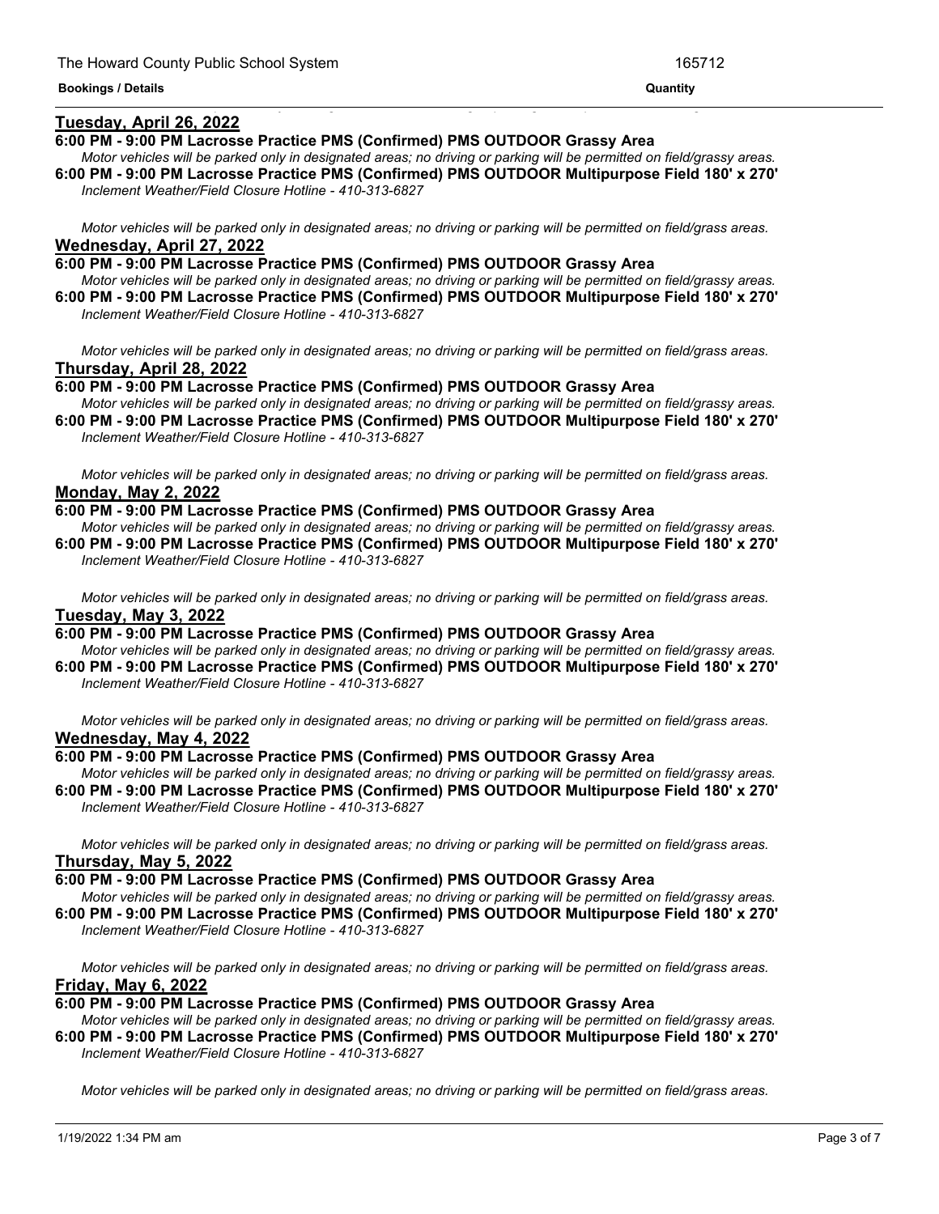**Tuesday, April 26, 2022**

**6:00 PM - 9:00 PM Lacrosse Practice PMS (Confirmed) PMS OUTDOOR Grassy Area**

*Motor vehicles will be parked only in designated areas; no driving or parking will be permitted on field/grassy areas.*

**6:00 PM - 9:00 PM Lacrosse Practice PMS (Confirmed) PMS OUTDOOR Multipurpose Field 180' x 270'**

*Inclement Weather/Field Closure Hotline - 410-313-6827*

*Motor vehicles will be parked only in designated areas; no driving or parking will be permitted on field/grass areas.*

**Wednesday, April 27, 2022**

**6:00 PM - 9:00 PM Lacrosse Practice PMS (Confirmed) PMS OUTDOOR Grassy Area**

*Motor vehicles will be parked only in designated areas; no driving or parking will be permitted on field/grassy areas.*

**6:00 PM - 9:00 PM Lacrosse Practice PMS (Confirmed) PMS OUTDOOR Multipurpose Field 180' x 270'**

*Inclement Weather/Field Closure Hotline - 410-313-6827*

*Motor vehicles will be parked only in designated areas; no driving or parking will be permitted on field/grass areas.*

**Thursday, April 28, 2022**

**6:00 PM - 9:00 PM Lacrosse Practice PMS (Confirmed) PMS OUTDOOR Grassy Area**

*Motor vehicles will be parked only in designated areas; no driving or parking will be permitted on field/grassy areas.*

**6:00 PM - 9:00 PM Lacrosse Practice PMS (Confirmed) PMS OUTDOOR Multipurpose Field 180' x 270'**

*Inclement Weather/Field Closure Hotline - 410-313-6827*

*Motor vehicles will be parked only in designated areas; no driving or parking will be permitted on field/grass areas.*

**Monday, May 2, 2022**

**6:00 PM - 9:00 PM Lacrosse Practice PMS (Confirmed) PMS OUTDOOR Grassy Area**

*Motor vehicles will be parked only in designated areas; no driving or parking will be permitted on field/grassy areas.*

**6:00 PM - 9:00 PM Lacrosse Practice PMS (Confirmed) PMS OUTDOOR Multipurpose Field 180' x 270'**

*Inclement Weather/Field Closure Hotline - 410-313-6827*

*Motor vehicles will be parked only in designated areas; no driving or parking will be permitted on field/grass areas.*

**Tuesday, May 3, 2022**

**6:00 PM - 9:00 PM Lacrosse Practice PMS (Confirmed) PMS OUTDOOR Grassy Area**

*Motor vehicles will be parked only in designated areas; no driving or parking will be permitted on field/grassy areas.*

**6:00 PM - 9:00 PM Lacrosse Practice PMS (Confirmed) PMS OUTDOOR Multipurpose Field 180' x 270'**

*Inclement Weather/Field Closure Hotline - 410-313-6827*

*Motor vehicles will be parked only in designated areas; no driving or parking will be permitted on field/grass areas.*

**Wednesday, May 4, 2022**

**6:00 PM - 9:00 PM Lacrosse Practice PMS (Confirmed) PMS OUTDOOR Grassy Area**

*Motor vehicles will be parked only in designated areas; no driving or parking will be permitted on field/grassy areas.*

**6:00 PM - 9:00 PM Lacrosse Practice PMS (Confirmed) PMS OUTDOOR Multipurpose Field 180' x 270'**

*Inclement Weather/Field Closure Hotline - 410-313-6827*

*Motor vehicles will be parked only in designated areas; no driving or parking will be permitted on field/grass areas.*

**Thursday, May 5, 2022**

**6:00 PM - 9:00 PM Lacrosse Practice PMS (Confirmed) PMS OUTDOOR Grassy Area**

*Motor vehicles will be parked only in designated areas; no driving or parking will be permitted on field/grassy areas.*

**6:00 PM - 9:00 PM Lacrosse Practice PMS (Confirmed) PMS OUTDOOR Multipurpose Field 180' x 270'**

*Inclement Weather/Field Closure Hotline - 410-313-6827*

*Motor vehicles will be parked only in designated areas; no driving or parking will be permitted on field/grass areas.*

**Friday, May 6, 2022**

**6:00 PM - 9:00 PM Lacrosse Practice PMS (Confirmed) PMS OUTDOOR Grassy Area**

*Motor vehicles will be parked only in designated areas; no driving or parking will be permitted on field/grassy areas.*

**6:00 PM - 9:00 PM Lacrosse Practice PMS (Confirmed) PMS OUTDOOR Multipurpose Field 180' x 270'**

*Inclement Weather/Field Closure Hotline - 410-313-6827*

*Motor vehicles will be parked only in designated areas; no driving or parking will be permitted on field/grass areas.*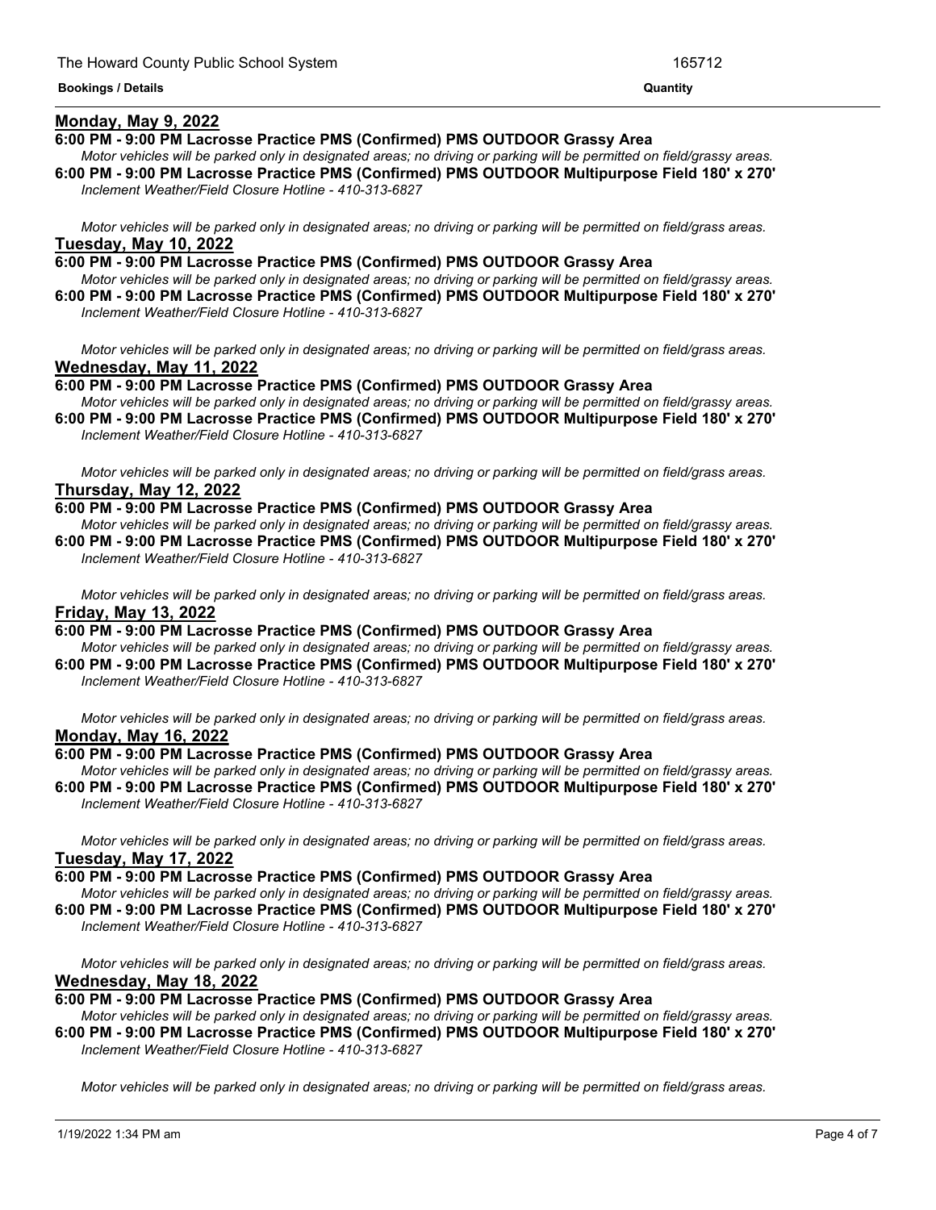**Bookings / Details** **Quantity**

**Monday, May 9, 2022**

**6:00 PM - 9:00 PM Lacrosse Practice PMS (Confirmed) PMS OUTDOOR Grassy Area**

*Motor vehicles will be parked only in designated areas; no driving or parking will be permitted on field/grassy areas.*

**6:00 PM - 9:00 PM Lacrosse Practice PMS (Confirmed) PMS OUTDOOR Multipurpose Field 180' x 270'**

*Inclement Weather/Field Closure Hotline - 410-313-6827*

*Motor vehicles will be parked only in designated areas; no driving or parking will be permitted on field/grass areas.*

**Tuesday, May 10, 2022**

**6:00 PM - 9:00 PM Lacrosse Practice PMS (Confirmed) PMS OUTDOOR Grassy Area**

*Motor vehicles will be parked only in designated areas; no driving or parking will be permitted on field/grassy areas.*

**6:00 PM - 9:00 PM Lacrosse Practice PMS (Confirmed) PMS OUTDOOR Multipurpose Field 180' x 270'**

*Inclement Weather/Field Closure Hotline - 410-313-6827*

*Motor vehicles will be parked only in designated areas; no driving or parking will be permitted on field/grass areas.*

**Wednesday, May 11, 2022**

**6:00 PM - 9:00 PM Lacrosse Practice PMS (Confirmed) PMS OUTDOOR Grassy Area**

*Motor vehicles will be parked only in designated areas; no driving or parking will be permitted on field/grassy areas.*

**6:00 PM - 9:00 PM Lacrosse Practice PMS (Confirmed) PMS OUTDOOR Multipurpose Field 180' x 270'**

*Inclement Weather/Field Closure Hotline - 410-313-6827*

*Motor vehicles will be parked only in designated areas; no driving or parking will be permitted on field/grass areas.*

**Thursday, May 12, 2022**

**6:00 PM - 9:00 PM Lacrosse Practice PMS (Confirmed) PMS OUTDOOR Grassy Area**

*Motor vehicles will be parked only in designated areas; no driving or parking will be permitted on field/grassy areas.*

**6:00 PM - 9:00 PM Lacrosse Practice PMS (Confirmed) PMS OUTDOOR Multipurpose Field 180' x 270'**

*Inclement Weather/Field Closure Hotline - 410-313-6827*

*Motor vehicles will be parked only in designated areas; no driving or parking will be permitted on field/grass areas.*

**Friday, May 13, 2022**

**6:00 PM - 9:00 PM Lacrosse Practice PMS (Confirmed) PMS OUTDOOR Grassy Area**

*Motor vehicles will be parked only in designated areas; no driving or parking will be permitted on field/grassy areas.*

**6:00 PM - 9:00 PM Lacrosse Practice PMS (Confirmed) PMS OUTDOOR Multipurpose Field 180' x 270'**

*Inclement Weather/Field Closure Hotline - 410-313-6827*

*Motor vehicles will be parked only in designated areas; no driving or parking will be permitted on field/grass areas.*

**Monday, May 16, 2022**

**6:00 PM - 9:00 PM Lacrosse Practice PMS (Confirmed) PMS OUTDOOR Grassy Area**

*Motor vehicles will be parked only in designated areas; no driving or parking will be permitted on field/grassy areas.*

**6:00 PM - 9:00 PM Lacrosse Practice PMS (Confirmed) PMS OUTDOOR Multipurpose Field 180' x 270'**

*Inclement Weather/Field Closure Hotline - 410-313-6827*

*Motor vehicles will be parked only in designated areas; no driving or parking will be permitted on field/grass areas.*

**Tuesday, May 17, 2022**

**6:00 PM - 9:00 PM Lacrosse Practice PMS (Confirmed) PMS OUTDOOR Grassy Area**

*Motor vehicles will be parked only in designated areas; no driving or parking will be permitted on field/grassy areas.*

**6:00 PM - 9:00 PM Lacrosse Practice PMS (Confirmed) PMS OUTDOOR Multipurpose Field 180' x 270'**

*Inclement Weather/Field Closure Hotline - 410-313-6827*

*Motor vehicles will be parked only in designated areas; no driving or parking will be permitted on field/grass areas.*

**Wednesday, May 18, 2022**

**6:00 PM - 9:00 PM Lacrosse Practice PMS (Confirmed) PMS OUTDOOR Grassy Area**

*Motor vehicles will be parked only in designated areas; no driving or parking will be permitted on field/grassy areas.*

**6:00 PM - 9:00 PM Lacrosse Practice PMS (Confirmed) PMS OUTDOOR Multipurpose Field 180' x 270'**

*Inclement Weather/Field Closure Hotline - 410-313-6827*

*Motor vehicles will be parked only in designated areas; no driving or parking will be permitted on field/grass areas.*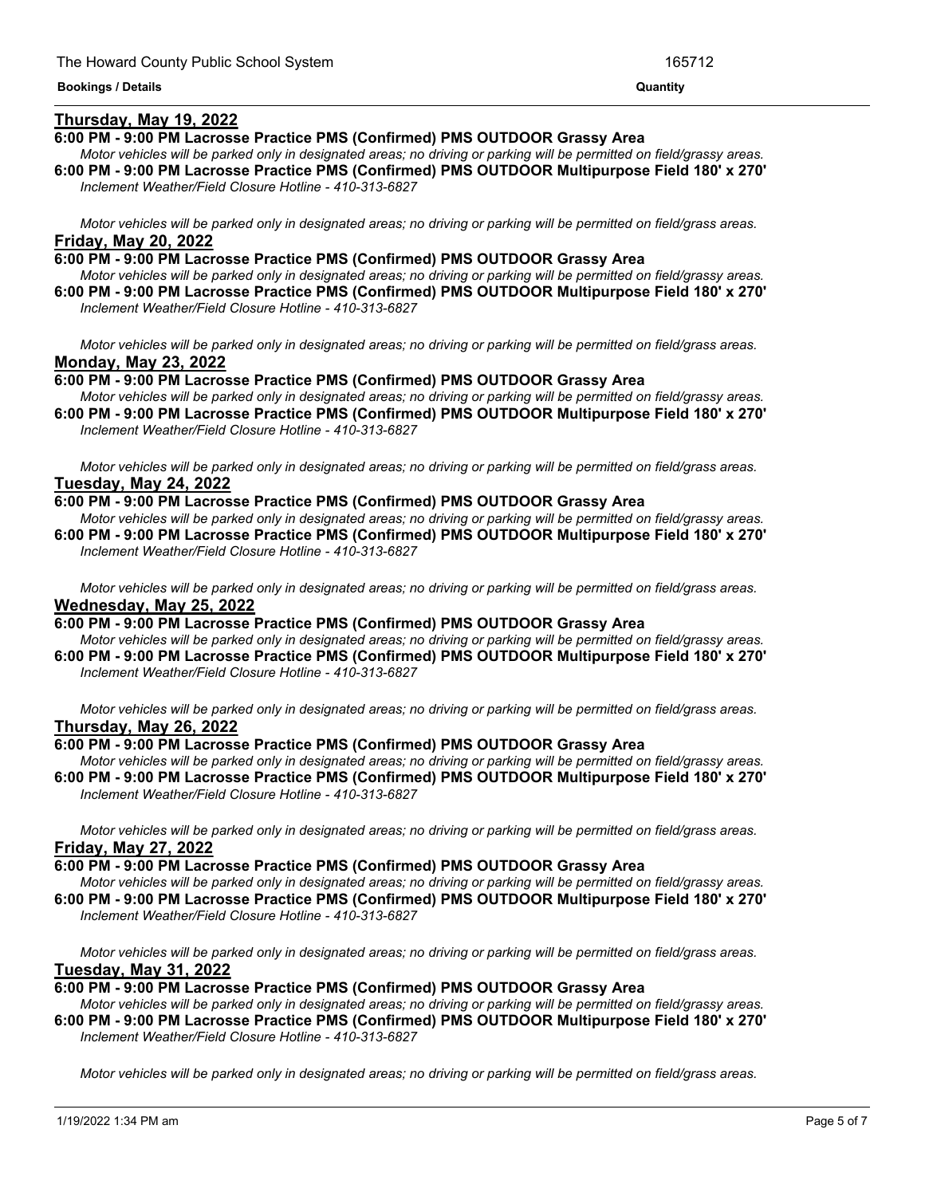**Bookings / Details** **Quantity**

**Thursday, May 19, 2022**

**6:00 PM - 9:00 PM Lacrosse Practice PMS (Confirmed) PMS OUTDOOR Grassy Area**

*Motor vehicles will be parked only in designated areas; no driving or parking will be permitted on field/grassy areas.*

**6:00 PM - 9:00 PM Lacrosse Practice PMS (Confirmed) PMS OUTDOOR Multipurpose Field 180' x 270'**

*Inclement Weather/Field Closure Hotline - 410-313-6827*

*Motor vehicles will be parked only in designated areas; no driving or parking will be permitted on field/grass areas.*

**Friday, May 20, 2022**

**6:00 PM - 9:00 PM Lacrosse Practice PMS (Confirmed) PMS OUTDOOR Grassy Area**

*Motor vehicles will be parked only in designated areas; no driving or parking will be permitted on field/grassy areas.*

**6:00 PM - 9:00 PM Lacrosse Practice PMS (Confirmed) PMS OUTDOOR Multipurpose Field 180' x 270'**

*Inclement Weather/Field Closure Hotline - 410-313-6827*

*Motor vehicles will be parked only in designated areas; no driving or parking will be permitted on field/grass areas.*

**Monday, May 23, 2022**

**6:00 PM - 9:00 PM Lacrosse Practice PMS (Confirmed) PMS OUTDOOR Grassy Area**

*Motor vehicles will be parked only in designated areas; no driving or parking will be permitted on field/grassy areas.*

**6:00 PM - 9:00 PM Lacrosse Practice PMS (Confirmed) PMS OUTDOOR Multipurpose Field 180' x 270'**

*Inclement Weather/Field Closure Hotline - 410-313-6827*

*Motor vehicles will be parked only in designated areas; no driving or parking will be permitted on field/grass areas.*

**Tuesday, May 24, 2022**

**6:00 PM - 9:00 PM Lacrosse Practice PMS (Confirmed) PMS OUTDOOR Grassy Area**

*Motor vehicles will be parked only in designated areas; no driving or parking will be permitted on field/grassy areas.*

**6:00 PM - 9:00 PM Lacrosse Practice PMS (Confirmed) PMS OUTDOOR Multipurpose Field 180' x 270'**

*Inclement Weather/Field Closure Hotline - 410-313-6827*

*Motor vehicles will be parked only in designated areas; no driving or parking will be permitted on field/grass areas.*

**Wednesday, May 25, 2022**

**6:00 PM - 9:00 PM Lacrosse Practice PMS (Confirmed) PMS OUTDOOR Grassy Area**

*Motor vehicles will be parked only in designated areas; no driving or parking will be permitted on field/grassy areas.*

**6:00 PM - 9:00 PM Lacrosse Practice PMS (Confirmed) PMS OUTDOOR Multipurpose Field 180' x 270'**

*Inclement Weather/Field Closure Hotline - 410-313-6827*

*Motor vehicles will be parked only in designated areas; no driving or parking will be permitted on field/grass areas.*

**Thursday, May 26, 2022**

**6:00 PM - 9:00 PM Lacrosse Practice PMS (Confirmed) PMS OUTDOOR Grassy Area**

*Motor vehicles will be parked only in designated areas; no driving or parking will be permitted on field/grassy areas.*

**6:00 PM - 9:00 PM Lacrosse Practice PMS (Confirmed) PMS OUTDOOR Multipurpose Field 180' x 270'**

*Inclement Weather/Field Closure Hotline - 410-313-6827*

*Motor vehicles will be parked only in designated areas; no driving or parking will be permitted on field/grass areas.*

**Friday, May 27, 2022**

**6:00 PM - 9:00 PM Lacrosse Practice PMS (Confirmed) PMS OUTDOOR Grassy Area**

*Motor vehicles will be parked only in designated areas; no driving or parking will be permitted on field/grassy areas.*

**6:00 PM - 9:00 PM Lacrosse Practice PMS (Confirmed) PMS OUTDOOR Multipurpose Field 180' x 270'**

*Inclement Weather/Field Closure Hotline - 410-313-6827*

*Motor vehicles will be parked only in designated areas; no driving or parking will be permitted on field/grass areas.*

**Tuesday, May 31, 2022**

**6:00 PM - 9:00 PM Lacrosse Practice PMS (Confirmed) PMS OUTDOOR Grassy Area**

*Motor vehicles will be parked only in designated areas; no driving or parking will be permitted on field/grassy areas.*

**6:00 PM - 9:00 PM Lacrosse Practice PMS (Confirmed) PMS OUTDOOR Multipurpose Field 180' x 270'**

*Inclement Weather/Field Closure Hotline - 410-313-6827*

*Motor vehicles will be parked only in designated areas; no driving or parking will be permitted on field/grass areas.*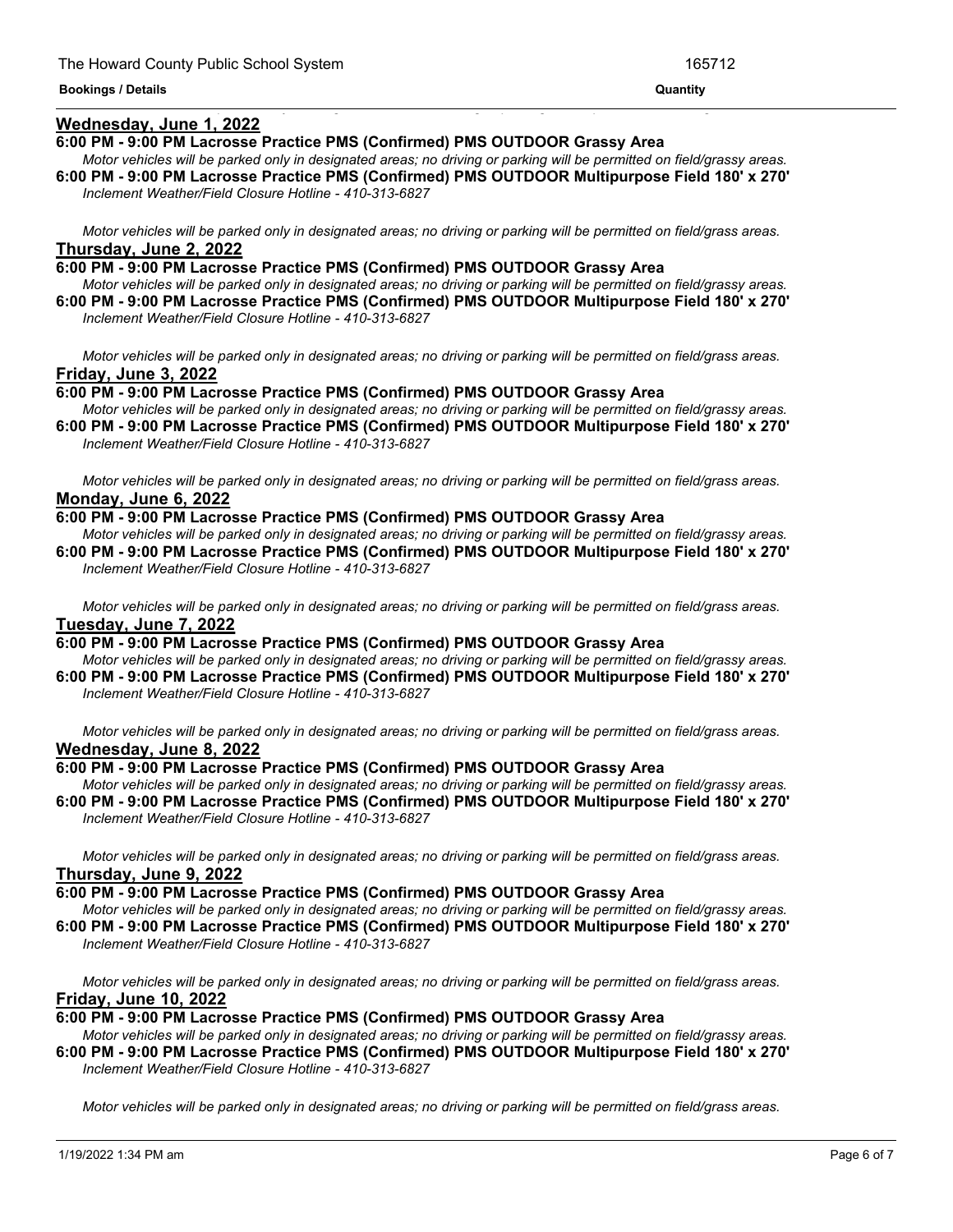**Wednesday, June 1, 2022**

**6:00 PM - 9:00 PM Lacrosse Practice PMS (Confirmed) PMS OUTDOOR Grassy Area**

*Motor vehicles will be parked only in designated areas; no driving or parking will be permitted on field/grassy areas.*

**6:00 PM - 9:00 PM Lacrosse Practice PMS (Confirmed) PMS OUTDOOR Multipurpose Field 180' x 270'**

*Inclement Weather/Field Closure Hotline - 410-313-6827*

*Motor vehicles will be parked only in designated areas; no driving or parking will be permitted on field/grass areas.*

**Thursday, June 2, 2022**

**6:00 PM - 9:00 PM Lacrosse Practice PMS (Confirmed) PMS OUTDOOR Grassy Area**

*Motor vehicles will be parked only in designated areas; no driving or parking will be permitted on field/grassy areas.*

**6:00 PM - 9:00 PM Lacrosse Practice PMS (Confirmed) PMS OUTDOOR Multipurpose Field 180' x 270'**

*Inclement Weather/Field Closure Hotline - 410-313-6827*

*Motor vehicles will be parked only in designated areas; no driving or parking will be permitted on field/grass areas.*

**Friday, June 3, 2022**

**6:00 PM - 9:00 PM Lacrosse Practice PMS (Confirmed) PMS OUTDOOR Grassy Area**

*Motor vehicles will be parked only in designated areas; no driving or parking will be permitted on field/grassy areas.*

**6:00 PM - 9:00 PM Lacrosse Practice PMS (Confirmed) PMS OUTDOOR Multipurpose Field 180' x 270'**

*Inclement Weather/Field Closure Hotline - 410-313-6827*

*Motor vehicles will be parked only in designated areas; no driving or parking will be permitted on field/grass areas.*

**Monday, June 6, 2022**

**6:00 PM - 9:00 PM Lacrosse Practice PMS (Confirmed) PMS OUTDOOR Grassy Area**

*Motor vehicles will be parked only in designated areas; no driving or parking will be permitted on field/grassy areas.*

**6:00 PM - 9:00 PM Lacrosse Practice PMS (Confirmed) PMS OUTDOOR Multipurpose Field 180' x 270'**

*Inclement Weather/Field Closure Hotline - 410-313-6827*

*Motor vehicles will be parked only in designated areas; no driving or parking will be permitted on field/grass areas.*

**Tuesday, June 7, 2022**

**6:00 PM - 9:00 PM Lacrosse Practice PMS (Confirmed) PMS OUTDOOR Grassy Area**

*Motor vehicles will be parked only in designated areas; no driving or parking will be permitted on field/grassy areas.*

**6:00 PM - 9:00 PM Lacrosse Practice PMS (Confirmed) PMS OUTDOOR Multipurpose Field 180' x 270'**

*Inclement Weather/Field Closure Hotline - 410-313-6827*

*Motor vehicles will be parked only in designated areas; no driving or parking will be permitted on field/grass areas.*

**Wednesday, June 8, 2022**

**6:00 PM - 9:00 PM Lacrosse Practice PMS (Confirmed) PMS OUTDOOR Grassy Area**

*Motor vehicles will be parked only in designated areas; no driving or parking will be permitted on field/grassy areas.*

**6:00 PM - 9:00 PM Lacrosse Practice PMS (Confirmed) PMS OUTDOOR Multipurpose Field 180' x 270'**

*Inclement Weather/Field Closure Hotline - 410-313-6827*

*Motor vehicles will be parked only in designated areas; no driving or parking will be permitted on field/grass areas.*

**Thursday, June 9, 2022**

**6:00 PM - 9:00 PM Lacrosse Practice PMS (Confirmed) PMS OUTDOOR Grassy Area**

*Motor vehicles will be parked only in designated areas; no driving or parking will be permitted on field/grassy areas.*

**6:00 PM - 9:00 PM Lacrosse Practice PMS (Confirmed) PMS OUTDOOR Multipurpose Field 180' x 270'**

*Inclement Weather/Field Closure Hotline - 410-313-6827*

*Motor vehicles will be parked only in designated areas; no driving or parking will be permitted on field/grass areas.*

**Friday, June 10, 2022**

**6:00 PM - 9:00 PM Lacrosse Practice PMS (Confirmed) PMS OUTDOOR Grassy Area**

*Motor vehicles will be parked only in designated areas; no driving or parking will be permitted on field/grassy areas.*

**6:00 PM - 9:00 PM Lacrosse Practice PMS (Confirmed) PMS OUTDOOR Multipurpose Field 180' x 270'**

*Inclement Weather/Field Closure Hotline - 410-313-6827*

*Motor vehicles will be parked only in designated areas; no driving or parking will be permitted on field/grass areas.*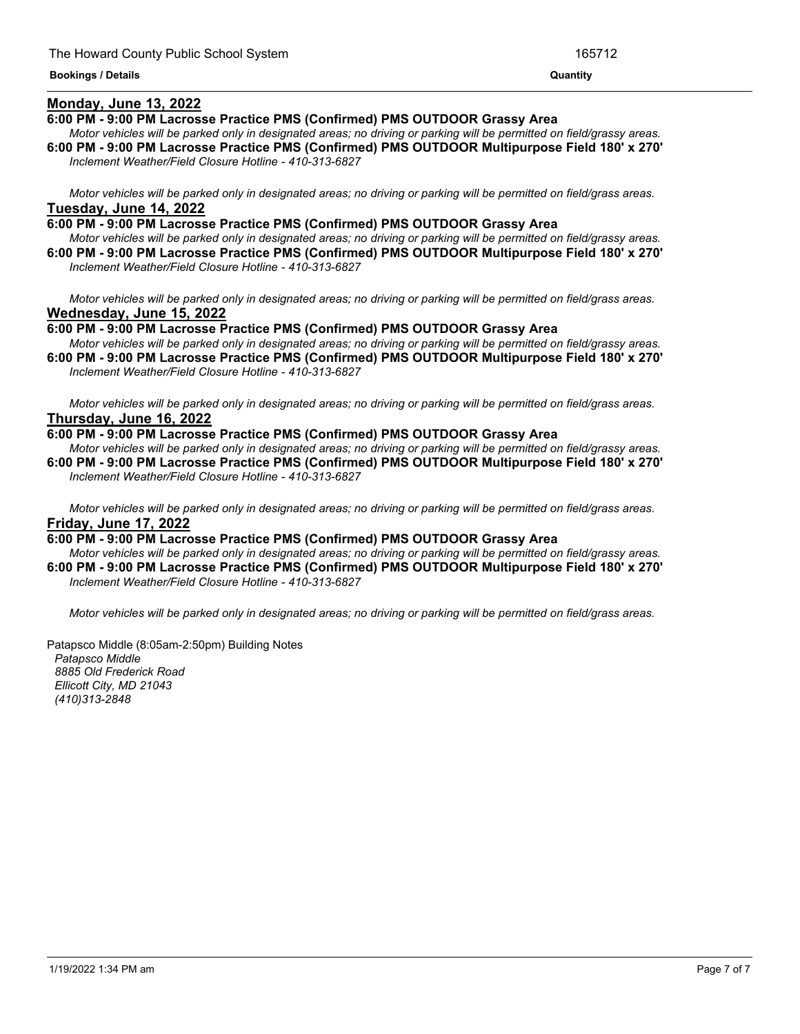**Bookings / Details** **Quantity**

**Monday, June 13, 2022**

**6:00 PM - 9:00 PM Lacrosse Practice PMS (Confirmed) PMS OUTDOOR Grassy Area**

*Motor vehicles will be parked only in designated areas; no driving or parking will be permitted on field/grassy areas.*

**6:00 PM - 9:00 PM Lacrosse Practice PMS (Confirmed) PMS OUTDOOR Multipurpose Field 180' x 270'**

*Inclement Weather/Field Closure Hotline - 410-313-6827*

*Motor vehicles will be parked only in designated areas; no driving or parking will be permitted on field/grass areas.*

**Tuesday, June 14, 2022**

**6:00 PM - 9:00 PM Lacrosse Practice PMS (Confirmed) PMS OUTDOOR Grassy Area**

*Motor vehicles will be parked only in designated areas; no driving or parking will be permitted on field/grassy areas.*

**6:00 PM - 9:00 PM Lacrosse Practice PMS (Confirmed) PMS OUTDOOR Multipurpose Field 180' x 270'**

*Inclement Weather/Field Closure Hotline - 410-313-6827*

*Motor vehicles will be parked only in designated areas; no driving or parking will be permitted on field/grass areas.*

**Wednesday, June 15, 2022**

**6:00 PM - 9:00 PM Lacrosse Practice PMS (Confirmed) PMS OUTDOOR Grassy Area**

*Motor vehicles will be parked only in designated areas; no driving or parking will be permitted on field/grassy areas.*

**6:00 PM - 9:00 PM Lacrosse Practice PMS (Confirmed) PMS OUTDOOR Multipurpose Field 180' x 270'**

*Inclement Weather/Field Closure Hotline - 410-313-6827*

*Motor vehicles will be parked only in designated areas; no driving or parking will be permitted on field/grass areas.*

**Thursday, June 16, 2022**

**6:00 PM - 9:00 PM Lacrosse Practice PMS (Confirmed) PMS OUTDOOR Grassy Area**

*Motor vehicles will be parked only in designated areas; no driving or parking will be permitted on field/grassy areas.*

**6:00 PM - 9:00 PM Lacrosse Practice PMS (Confirmed) PMS OUTDOOR Multipurpose Field 180' x 270'**

*Inclement Weather/Field Closure Hotline - 410-313-6827*

*Motor vehicles will be parked only in designated areas; no driving or parking will be permitted on field/grass areas.*

**Friday, June 17, 2022**

**6:00 PM - 9:00 PM Lacrosse Practice PMS (Confirmed) PMS OUTDOOR Grassy Area**

*Motor vehicles will be parked only in designated areas; no driving or parking will be permitted on field/grassy areas.*

**6:00 PM - 9:00 PM Lacrosse Practice PMS (Confirmed) PMS OUTDOOR Multipurpose Field 180' x 270'**

*Inclement Weather/Field Closure Hotline - 410-313-6827*

*Motor vehicles will be parked only in designated areas; no driving or parking will be permitted on field/grass areas.*

Patapsco Middle (8:05am-2:50pm) Building Notes

*Patapsco Middle*
*8885 Old Frederick Road*
*Ellicott City, MD 21043*
*(410)313-2848*